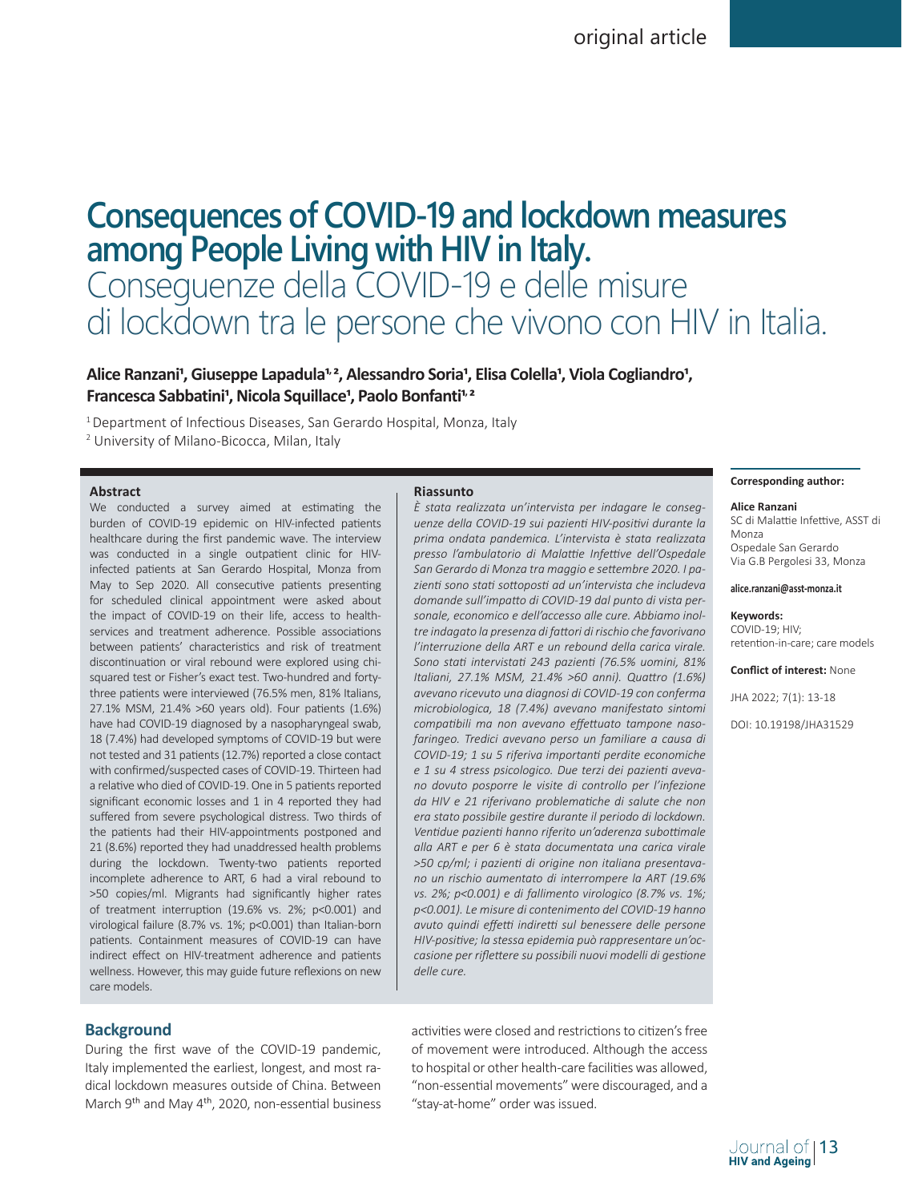original article

# Consequences of COVID-19 and lockdown measures among People Living with HIV in Italy.

# Conseguenze della COVID-19 e delle misure di lockdown tra le persone che vivono con HIV in Italia.

**Alice Ranzani[1], Giuseppe Lapadula[1,2], Alessandro Soria[1], Elisa Colella[1], Viola Cogliandro[1], Francesca Sabbatini[1], Nicola Squillace[1], Paolo Bonfanti[1,2]**

[1] Department of Infectious Diseases, San Gerardo Hospital, Monza, Italy
[2] University of Milano-Bicocca, Milan, Italy

### Abstract

We conducted a survey aimed at estimating the burden of COVID-19 epidemic on HIV-infected patients healthcare during the first pandemic wave. The interview was conducted in a single outpatient clinic for HIV-infected patients at San Gerardo Hospital, Monza from May to Sep 2020. All consecutive patients presenting for scheduled clinical appointment were asked about the impact of COVID-19 on their life, access to health-services and treatment adherence. Possible associations between patients' characteristics and risk of treatment discontinuation or viral rebound were explored using chi-squared test or Fisher's exact test. Two-hundred and forty-three patients were interviewed (76.5% men, 81% Italians, 27.1% MSM, 21.4% >60 years old). Four patients (1.6%) have had COVID-19 diagnosed by a nasopharyngeal swab, 18 (7.4%) had developed symptoms of COVID-19 but were not tested and 31 patients (12.7%) reported a close contact with confirmed/suspected cases of COVID-19. Thirteen had a relative who died of COVID-19. One in 5 patients reported significant economic losses and 1 in 4 reported they had suffered from severe psychological distress. Two thirds of the patients had their HIV-appointments postponed and 21 (8.6%) reported they had unaddressed health problems during the lockdown. Twenty-two patients reported incomplete adherence to ART, 6 had a viral rebound to >50 copies/ml. Migrants had significantly higher rates of treatment interruption (19.6% vs. 2%; $p<0.001$) and virological failure (8.7% vs. 1%; $p<0.001$) than Italian-born patients. Containment measures of COVID-19 can have indirect effect on HIV-treatment adherence and patients wellness. However, this may guide future reflexions on new care models.

### Riassunto

*È stata realizzata un'intervista per indagare le conseguenze della COVID-19 sui pazienti HIV-positivi durante la prima ondata pandemica. L'intervista è stata realizzata presso l'ambulatorio di Malattie Infettive dell'Ospedale San Gerardo di Monza tra maggio e settembre 2020. I pazienti sono stati sottoposti ad un'intervista che includeva domande sull'impatto di COVID-19 dal punto di vista personale, economico e dell'accesso alle cure. Abbiamo inoltre indagato la presenza di fattori di rischio che favorivano l'interruzione della ART e un rebound della carica virale. Sono stati intervistati 243 pazienti (76.5% uomini, 81% Italiani, 27.1% MSM, 21.4% >60 anni). Quattro (1.6%) avevano ricevuto una diagnosi di COVID-19 con conferma microbiologica, 18 (7.4%) avevano manifestato sintomi compatibili ma non avevano effettuato tampone nasofaringeo. Tredici avevano perso un familiare a causa di COVID-19; 1 su 5 riferiva importanti perdite economiche e 1 su 4 stress psicologico. Due terzi dei pazienti avevano dovuto posporre le visite di controllo per l'infezione da HIV e 21 riferivano problematiche di salute che non era stato possibile gestire durante il periodo di lockdown. Ventidue pazienti hanno riferito un'aderenza subottimale alla ART e per 6 è stata documentata una carica virale >50 cp/ml; i pazienti di origine non italiana presentavano un rischio aumentato di interrompere la ART (19.6% vs. 2%; $p<0.001$) e di fallimento virologico (8.7% vs. 1%; $p<0.001$). Le misure di contenimento del COVID-19 hanno avuto quindi effetti indiretti sul benessere delle persone HIV-positive; la stessa epidemia può rappresentare un'occasione per riflettere su possibili nuovi modelli di gestione delle cure.*

**Corresponding author:**

**Alice Ranzani**
SC di Malattie Infettive, ASST di Monza
Ospedale San Gerardo
Via G.B Pergolesi 33, Monza

**alice.ranzani@asst-monza.it**

**Keywords:**
COVID-19; HIV; retention-in-care; care models

**Conflict of interest:** None

JHA 2022; 7(1): 13-18

DOI: 10.19198/JHA31529

## Background

During the first wave of the COVID-19 pandemic, Italy implemented the earliest, longest, and most radical lockdown measures outside of China. Between March 9th and May 4th, 2020, non-essential business activities were closed and restrictions to citizen's free of movement were introduced. Although the access to hospital or other health-care facilities was allowed, "non-essential movements" were discouraged, and a "stay-at-home" order was issued.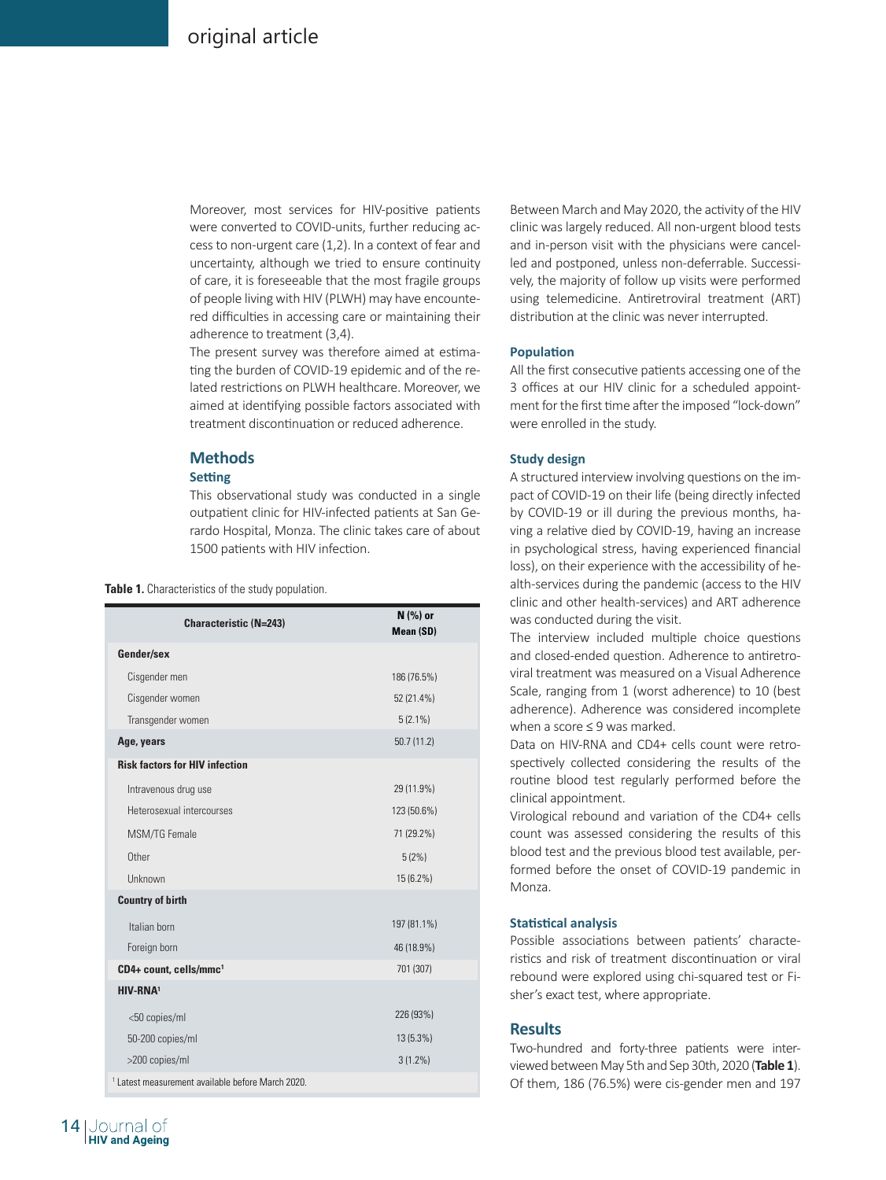Moreover, most services for HIV-positive patients were converted to COVID-units, further reducing access to non-urgent care (1,2). In a context of fear and uncertainty, although we tried to ensure continuity of care, it is foreseeable that the most fragile groups of people living with HIV (PLWH) may have encountered difficulties in accessing care or maintaining their adherence to treatment (3,4).

The present survey was therefore aimed at estimating the burden of COVID-19 epidemic and of the related restrictions on PLWH healthcare. Moreover, we aimed at identifying possible factors associated with treatment discontinuation or reduced adherence.

## Methods

### Setting

This observational study was conducted in a single outpatient clinic for HIV-infected patients at San Gerardo Hospital, Monza. The clinic takes care of about 1500 patients with HIV infection.

**Table 1.** Characteristics of the study population.

| Characteristic (N=243) | N (%) or Mean (SD) |
|---|---|
| **Gender/sex** | |
| Cisgender men | 186 (76.5%) |
| Cisgender women | 52 (21.4%) |
| Transgender women | 5 (2.1%) |
| **Age, years** | 50.7 (11.2) |
| **Risk factors for HIV infection** | |
| Intravenous drug use | 29 (11.9%) |
| Heterosexual intercourses | 123 (50.6%) |
| MSM/TG Female | 71 (29.2%) |
| Other | 5 (2%) |
| Unknown | 15 (6.2%) |
| **Country of birth** | |
| Italian born | 197 (81.1%) |
| Foreign born | 46 (18.9%) |
| **CD4+ count, cells/mmc[1]** | 701 (307) |
| **HIV-RNA[1]** | |
| <50 copies/ml | 226 (93%) |
| 50-200 copies/ml | 13 (5.3%) |
| >200 copies/ml | 3 (1.2%) |

[1] Latest measurement available before March 2020.

Between March and May 2020, the activity of the HIV clinic was largely reduced. All non-urgent blood tests and in-person visit with the physicians were cancelled and postponed, unless non-deferrable. Successively, the majority of follow up visits were performed using telemedicine. Antiretroviral treatment (ART) distribution at the clinic was never interrupted.

### Population

All the first consecutive patients accessing one of the 3 offices at our HIV clinic for a scheduled appointment for the first time after the imposed "lock-down" were enrolled in the study.

### Study design

A structured interview involving questions on the impact of COVID-19 on their life (being directly infected by COVID-19 or ill during the previous months, having a relative died by COVID-19, having an increase in psychological stress, having experienced financial loss), on their experience with the accessibility of health-services during the pandemic (access to the HIV clinic and other health-services) and ART adherence was conducted during the visit.

The interview included multiple choice questions and closed-ended question. Adherence to antiretroviral treatment was measured on a Visual Adherence Scale, ranging from 1 (worst adherence) to 10 (best adherence). Adherence was considered incomplete when a score ≤ 9 was marked.

Data on HIV-RNA and CD4+ cells count were retrospectively collected considering the results of the routine blood test regularly performed before the clinical appointment.

Virological rebound and variation of the CD4+ cells count was assessed considering the results of this blood test and the previous blood test available, performed before the onset of COVID-19 pandemic in Monza.

### Statistical analysis

Possible associations between patients' characteristics and risk of treatment discontinuation or viral rebound were explored using chi-squared test or Fisher's exact test, where appropriate.

## Results

Two-hundred and forty-three patients were interviewed between May 5th and Sep 30th, 2020 (**Table 1**). Of them, 186 (76.5%) were cis-gender men and 197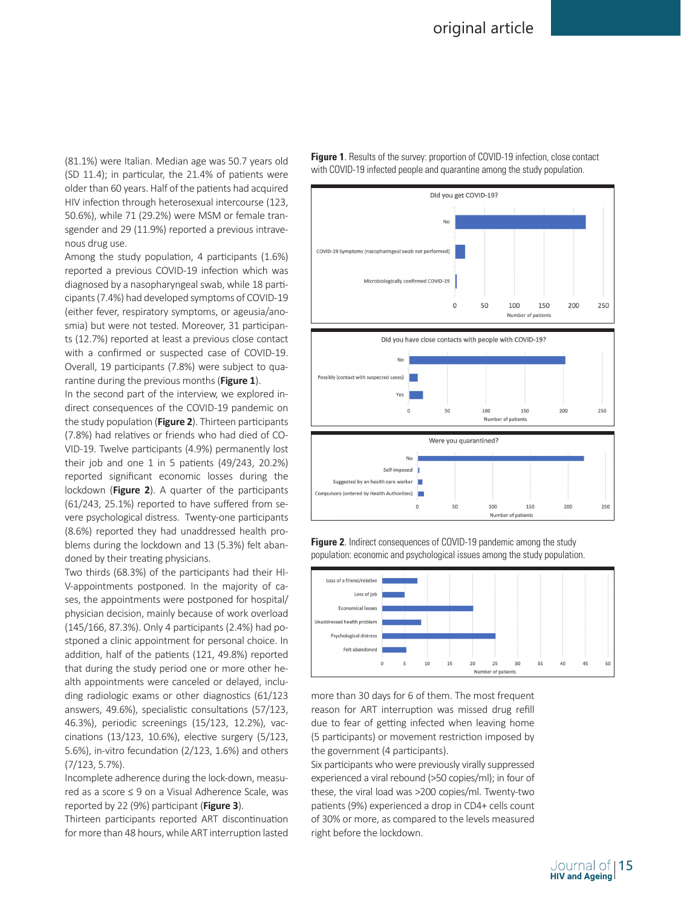(81.1%) were Italian. Median age was 50.7 years old (SD 11.4); in particular, the 21.4% of patients were older than 60 years. Half of the patients had acquired HIV infection through heterosexual intercourse (123, 50.6%), while 71 (29.2%) were MSM or female transgender and 29 (11.9%) reported a previous intravenous drug use.

Among the study population, 4 participants (1.6%) reported a previous COVID-19 infection which was diagnosed by a nasopharyngeal swab, while 18 participants (7.4%) had developed symptoms of COVID-19 (either fever, respiratory symptoms, or ageusia/anosmia) but were not tested. Moreover, 31 participants (12.7%) reported at least a previous close contact with a confirmed or suspected case of COVID-19. Overall, 19 participants (7.8%) were subject to quarantine during the previous months (**Figure 1**).

In the second part of the interview, we explored indirect consequences of the COVID-19 pandemic on the study population (**Figure 2**). Thirteen participants (7.8%) had relatives or friends who had died of COVID-19. Twelve participants (4.9%) permanently lost their job and one 1 in 5 patients (49/243, 20.2%) reported significant economic losses during the lockdown (**Figure 2**). A quarter of the participants (61/243, 25.1%) reported to have suffered from severe psychological distress. Twenty-one participants (8.6%) reported they had unaddressed health problems during the lockdown and 13 (5.3%) felt abandoned by their treating physicians.

Two thirds (68.3%) of the participants had their HIV-appointments postponed. In the majority of cases, the appointments were postponed for hospital/physician decision, mainly because of work overload (145/166, 87.3%). Only 4 participants (2.4%) had postponed a clinic appointment for personal choice. In addition, half of the patients (121, 49.8%) reported that during the study period one or more other health appointments were canceled or delayed, including radiologic exams or other diagnostics (61/123 answers, 49.6%), specialistic consultations (57/123, 46.3%), periodic screenings (15/123, 12.2%), vaccinations (13/123, 10.6%), elective surgery (5/123, 5.6%), in-vitro fecundation (2/123, 1.6%) and others (7/123, 5.7%).

Incomplete adherence during the lock-down, measured as a score ≤ 9 on a Visual Adherence Scale, was reported by 22 (9%) participant (**Figure 3**).

Thirteen participants reported ART discontinuation for more than 48 hours, while ART interruption lasted more than 30 days for 6 of them. The most frequent reason for ART interruption was missed drug refill due to fear of getting infected when leaving home (5 participants) or movement restriction imposed by the government (4 participants).

Six participants who were previously virally suppressed experienced a viral rebound (>50 copies/ml); in four of these, the viral load was >200 copies/ml. Twenty-two patients (9%) experienced a drop in CD4+ cells count of 30% or more, as compared to the levels measured right before the lockdown.

**Figure 1**. Results of the survey: proportion of COVID-19 infection, close contact with COVID-19 infected people and quarantine among the study population.

**Figure 2**. Indirect consequences of COVID-19 pandemic among the study population: economic and psychological issues among the study population.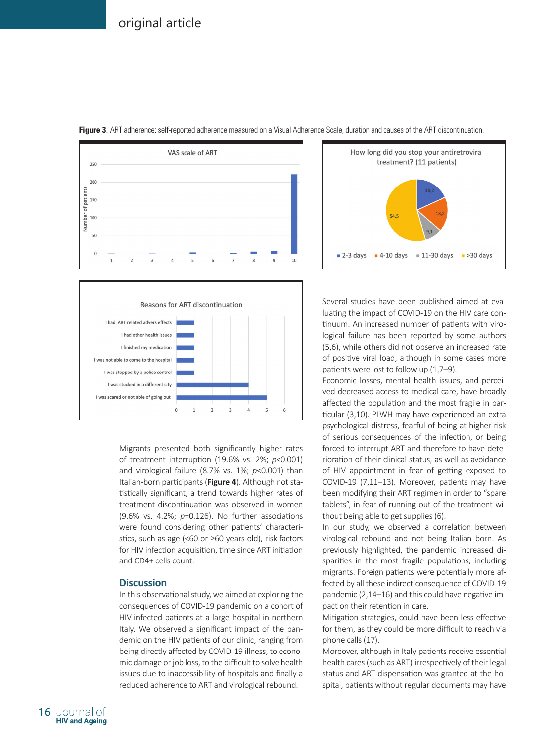**Figure 3**. ART adherence: self-reported adherence measured on a Visual Adherence Scale, duration and causes of the ART discontinuation.

Migrants presented both significantly higher rates of treatment interruption (19.6% vs. 2%; $p<0.001$) and virological failure (8.7% vs. 1%; $p<0.001$) than Italian-born participants (**Figure 4**). Although not statistically significant, a trend towards higher rates of treatment discontinuation was observed in women (9.6% vs. 4.2%; $p=0.126$). No further associations were found considering other patients' characteristics, such as age (<60 or ≥60 years old), risk factors for HIV infection acquisition, time since ART initiation and CD4+ cells count.

## Discussion

In this observational study, we aimed at exploring the consequences of COVID-19 pandemic on a cohort of HIV-infected patients at a large hospital in northern Italy. We observed a significant impact of the pandemic on the HIV patients of our clinic, ranging from being directly affected by COVID-19 illness, to economic damage or job loss, to the difficult to solve health issues due to inaccessibility of hospitals and finally a reduced adherence to ART and virological rebound.

Several studies have been published aimed at evaluating the impact of COVID-19 on the HIV care continuum. An increased number of patients with virological failure has been reported by some authors (5,6), while others did not observed an increased rate of positive viral load, although in some cases more patients were lost to follow up (1,7–9).

Economic losses, mental health issues, and perceived decreased access to medical care, have broadly affected the population and the most fragile in particular (3,10). PLWH may have experienced an extra psychological distress, fearful of being at higher risk of serious consequences of the infection, or being forced to interrupt ART and therefore to have deterioration of their clinical status, as well as avoidance of HIV appointment in fear of getting exposed to COVID-19 (7,11–13). Moreover, patients may have been modifying their ART regimen in order to "spare tablets", in fear of running out of the treatment without being able to get supplies (6).

In our study, we observed a correlation between virological rebound and not being Italian born. As previously highlighted, the pandemic increased disparities in the most fragile populations, including migrants. Foreign patients were potentially more affected by all these indirect consequence of COVID-19 pandemic (2,14–16) and this could have negative impact on their retention in care.

Mitigation strategies, could have been less effective for them, as they could be more difficult to reach via phone calls (17).

Moreover, although in Italy patients receive essential health cares (such as ART) irrespectively of their legal status and ART dispensation was granted at the hospital, patients without regular documents may have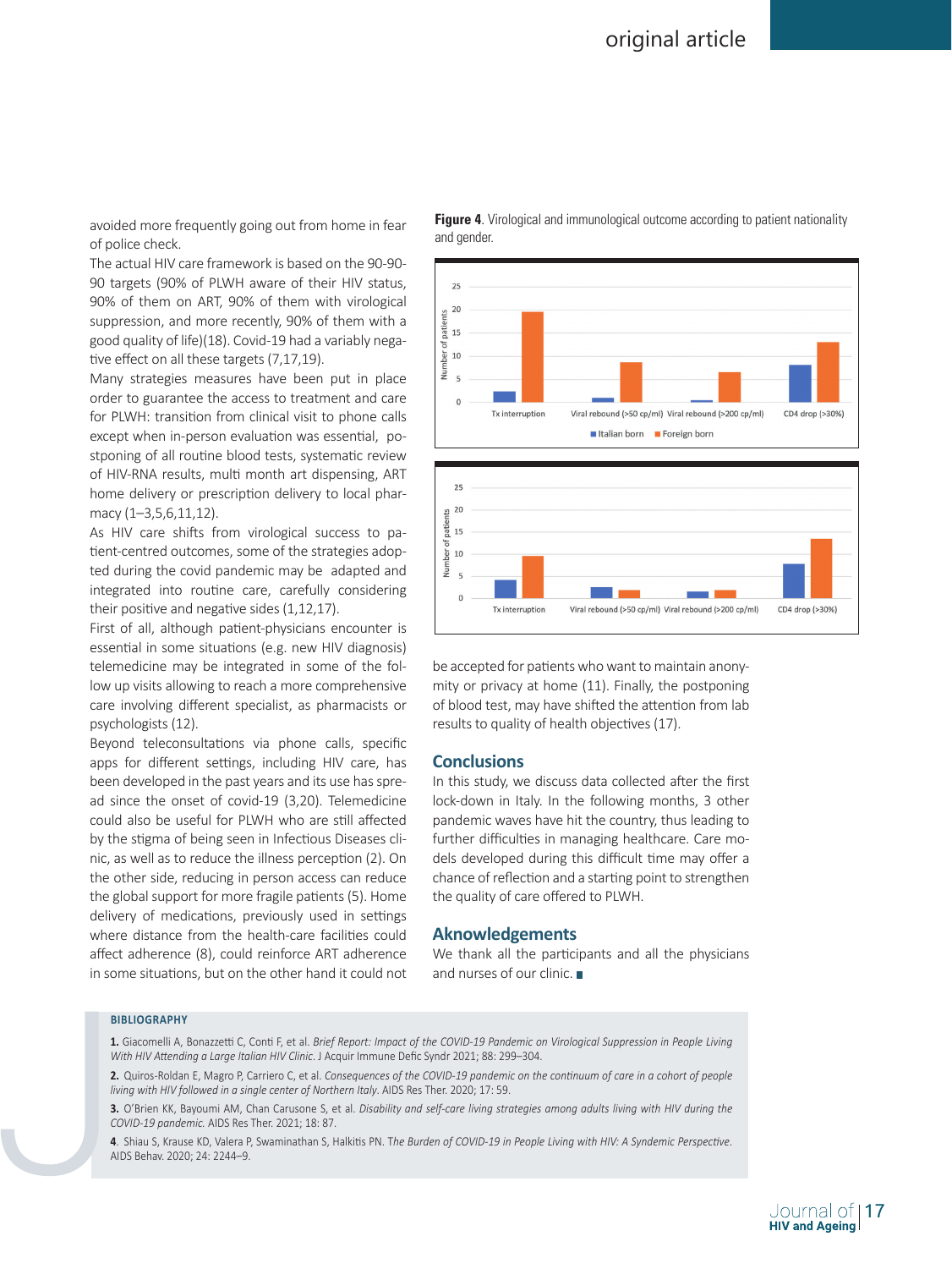avoided more frequently going out from home in fear of police check.

The actual HIV care framework is based on the 90-90-90 targets (90% of PLWH aware of their HIV status, 90% of them on ART, 90% of them with virological suppression, and more recently, 90% of them with a good quality of life)(18). Covid-19 had a variably negative effect on all these targets (7,17,19).

Many strategies measures have been put in place order to guarantee the access to treatment and care for PLWH: transition from clinical visit to phone calls except when in-person evaluation was essential, postponing of all routine blood tests, systematic review of HIV-RNA results, multi month art dispensing, ART home delivery or prescription delivery to local pharmacy (1–3,5,6,11,12).

As HIV care shifts from virological success to patient-centred outcomes, some of the strategies adopted during the covid pandemic may be adapted and integrated into routine care, carefully considering their positive and negative sides (1,12,17).

First of all, although patient-physicians encounter is essential in some situations (e.g. new HIV diagnosis) telemedicine may be integrated in some of the follow up visits allowing to reach a more comprehensive care involving different specialist, as pharmacists or psychologists (12).

Beyond teleconsultations via phone calls, specific apps for different settings, including HIV care, has been developed in the past years and its use has spread since the onset of covid-19 (3,20). Telemedicine could also be useful for PLWH who are still affected by the stigma of being seen in Infectious Diseases clinic, as well as to reduce the illness perception (2). On the other side, reducing in person access can reduce the global support for more fragile patients (5). Home delivery of medications, previously used in settings where distance from the health-care facilities could affect adherence (8), could reinforce ART adherence in some situations, but on the other hand it could not be accepted for patients who want to maintain anonymity or privacy at home (11). Finally, the postponing of blood test, may have shifted the attention from lab results to quality of health objectives (17).

**Figure 4**. Virological and immunological outcome according to patient nationality and gender.

## Conclusions

In this study, we discuss data collected after the first lock-down in Italy. In the following months, 3 other pandemic waves have hit the country, thus leading to further difficulties in managing healthcare. Care models developed during this difficult time may offer a chance of reflection and a starting point to strengthen the quality of care offered to PLWH.

## Aknowledgements

We thank all the participants and all the physicians and nurses of our clinic.

### BIBLIOGRAPHY

1. Giacomelli A, Bonazzetti C, Conti F, et al. *Brief Report: Impact of the COVID-19 Pandemic on Virological Suppression in People Living With HIV Attending a Large Italian HIV Clinic*. J Acquir Immune Defic Syndr 2021; 88: 299–304.
2. Quiros-Roldan E, Magro P, Carriero C, et al. *Consequences of the COVID-19 pandemic on the continuum of care in a cohort of people living with HIV followed in a single center of Northern Italy*. AIDS Res Ther. 2020; 17: 59.
3. O'Brien KK, Bayoumi AM, Chan Carusone S, et al. *Disability and self-care living strategies among adults living with HIV during the COVID-19 pandemic.* AIDS Res Ther. 2021; 18: 87.
4. Shiau S, Krause KD, Valera P, Swaminathan S, Halkitis PN. *The Burden of COVID-19 in People Living with HIV: A Syndemic Perspective*. AIDS Behav. 2020; 24: 2244–9.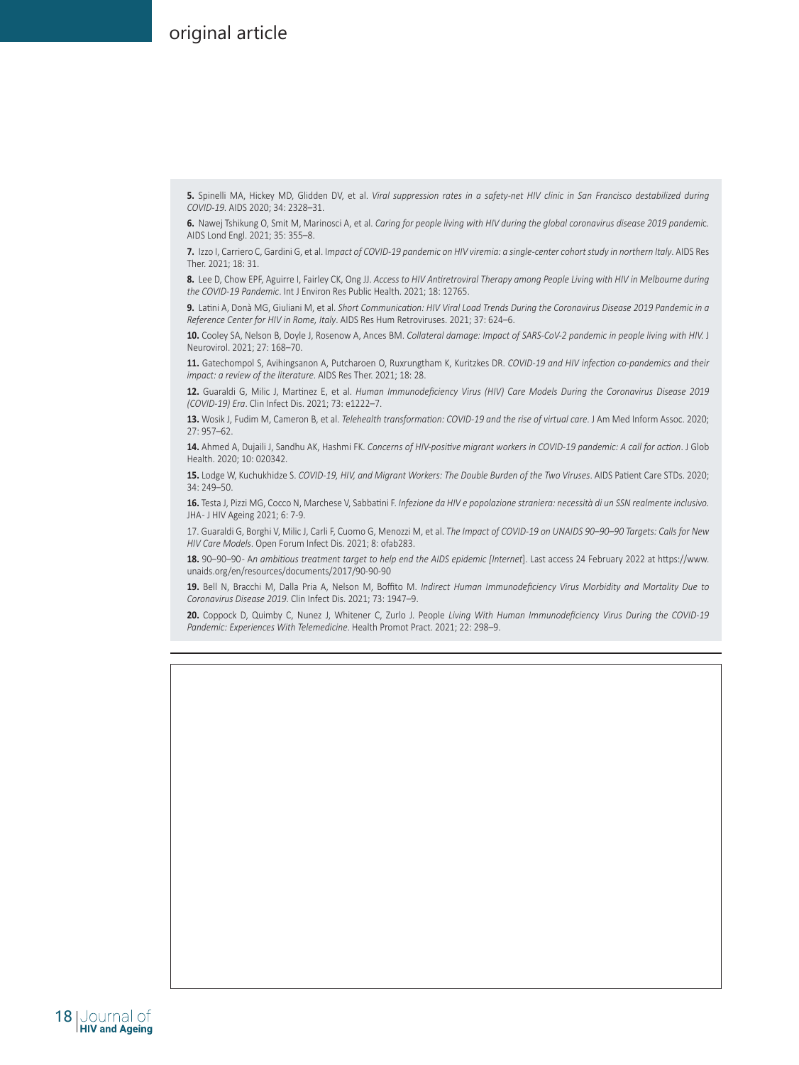**5.** Spinelli MA, Hickey MD, Glidden DV, et al. *Viral suppression rates in a safety-net HIV clinic in San Francisco destabilized during COVID-19.* AIDS 2020; 34: 2328–31.

**6.** Nawej Tshikung O, Smit M, Marinosci A, et al. *Caring for people living with HIV during the global coronavirus disease 2019 pandemic.* AIDS Lond Engl. 2021; 35: 355–8.

**7.** Izzo I, Carriero C, Gardini G, et al. I*mpact of COVID-19 pandemic on HIV viremia: a single-center cohort study in northern Italy.* AIDS Res Ther. 2021; 18: 31.

**8.** Lee D, Chow EPF, Aguirre I, Fairley CK, Ong JJ. *Access to HIV Antiretroviral Therapy among People Living with HIV in Melbourne during the COVID-19 Pandemic*. Int J Environ Res Public Health. 2021; 18: 12765.

**9.** Latini A, Donà MG, Giuliani M, et al. *Short Communication: HIV Viral Load Trends During the Coronavirus Disease 2019 Pandemic in a Reference Center for HIV in Rome, Italy*. AIDS Res Hum Retroviruses. 2021; 37: 624–6.

**10.** Cooley SA, Nelson B, Doyle J, Rosenow A, Ances BM. *Collateral damage: Impact of SARS-CoV-2 pandemic in people living with HIV.* J Neurovirol. 2021; 27: 168–70.

**11.** Gatechompol S, Avihingsanon A, Putcharoen O, Ruxrungtham K, Kuritzkes DR. *COVID-19 and HIV infection co-pandemics and their impact: a review of the literature*. AIDS Res Ther. 2021; 18: 28.

**12.** Guaraldi G, Milic J, Martinez E, et al. *Human Immunodeficiency Virus (HIV) Care Models During the Coronavirus Disease 2019 (COVID-19) Era*. Clin Infect Dis. 2021; 73: e1222–7.

**13.** Wosik J, Fudim M, Cameron B, et al. *Telehealth transformation: COVID-19 and the rise of virtual care.* J Am Med Inform Assoc. 2020; 27: 957–62.

**14.** Ahmed A, Dujaili J, Sandhu AK, Hashmi FK. *Concerns of HIV-positive migrant workers in COVID-19 pandemic: A call for action*. J Glob Health. 2020; 10: 020342.

**15.** Lodge W, Kuchukhidze S. *COVID-19, HIV, and Migrant Workers: The Double Burden of the Two Viruses*. AIDS Patient Care STDs. 2020; 34: 249–50.

**16.** Testa J, Pizzi MG, Cocco N, Marchese V, Sabbatini F. *Infezione da HIV e popolazione straniera: necessità di un SSN realmente inclusivo.* JHA- J HIV Ageing 2021; 6: 7-9.

17. Guaraldi G, Borghi V, Milic J, Carli F, Cuomo G, Menozzi M, et al. *The Impact of COVID-19 on UNAIDS 90–90–90 Targets: Calls for New HIV Care Models*. Open Forum Infect Dis. 2021; 8: ofab283.

**18.** 90–90–90 - A*n ambitious treatment target to help end the AIDS epidemic [Internet*]. Last access 24 February 2022 at https://www.unaids.org/en/resources/documents/2017/90-90-90

**19.** Bell N, Bracchi M, Dalla Pria A, Nelson M, Boffito M. *Indirect Human Immunodeficiency Virus Morbidity and Mortality Due to Coronavirus Disease 2019*. Clin Infect Dis. 2021; 73: 1947–9.

**20.** Coppock D, Quimby C, Nunez J, Whitener C, Zurlo J. People *Living With Human Immunodeficiency Virus During the COVID-19 Pandemic: Experiences With Telemedicine*. Health Promot Pract. 2021; 22: 298–9.